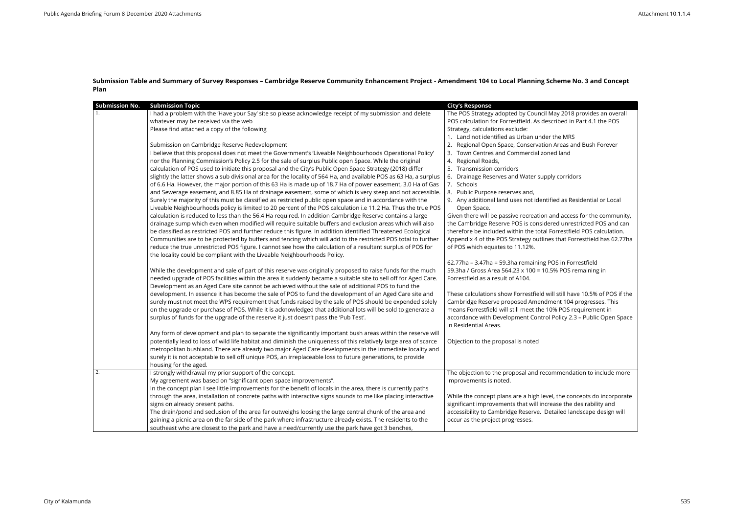**Submission Table and Summary of Survey Responses – Cambridge Reserve Community Enhancement Project - Amendment 104 to Local Planning Scheme No. 3 and Concept Plan**

| Submission No. | Submission Topic | City's Response |
|---|---|---|
| 1. | I had a problem with the 'Have your Say' site so please acknowledge receipt of my submission and delete whatever may be received via the web<br>Please find attached a copy of the following<br><br>Submission on Cambridge Reserve Redevelopment<br>I believe that this proposal does not meet the Government's 'Liveable Neighbourhoods Operational Policy' nor the Planning Commission's Policy 2.5 for the sale of surplus Public open Space. While the original calculation of POS used to initiate this proposal and the City's Public Open Space Strategy (2018) differ slightly the latter shows a sub divisional area for the locality of 564 Ha, and available POS as 63 Ha, a surplus of 6.6 Ha. However, the major portion of this 63 Ha is made up of 18.7 Ha of power easement, 3.0 Ha of Gas and Sewerage easement, and 8.85 Ha of drainage easement, some of which is very steep and not accessible. Surely the majority of this must be classified as restricted public open space and in accordance with the Liveable Neighbourhoods policy is limited to 20 percent of the POS calculation i.e 11.2 Ha. Thus the true POS calculation is reduced to less than the 56.4 Ha required. In addition Cambridge Reserve contains a large drainage sump which even when modified will require suitable buffers and exclusion areas which will also be classified as restricted POS and further reduce this figure. In addition identified Threatened Ecological Communities are to be protected by buffers and fencing which will add to the restricted POS total to further reduce the true unrestricted POS figure. I cannot see how the calculation of a resultant surplus of POS for the locality could be compliant with the Liveable Neighbourhoods Policy.<br><br>While the development and sale of part of this reserve was originally proposed to raise funds for the much needed upgrade of POS facilities within the area it suddenly became a suitable site to sell off for Aged Care. Development as an Aged Care site cannot be achieved without the sale of additional POS to fund the development. In essence it has become the sale of POS to fund the development of an Aged Care site and surely must not meet the WPS requirement that funds raised by the sale of POS should be expended solely on the upgrade or purchase of POS. While it is acknowledged that additional lots will be sold to generate a surplus of funds for the upgrade of the reserve it just doesn't pass the 'Pub Test'.<br><br>Any form of development and plan to separate the significantly important bush areas within the reserve will potentially lead to loss of wild life habitat and diminish the uniqueness of this relatively large area of scarce metropolitan bushland. There are already two major Aged Care developments in the immediate locality and surely it is not acceptable to sell off unique POS, an irreplaceable loss to future generations, to provide housing for the aged. | The POS Strategy adopted by Council May 2018 provides an overall POS calculation for Forrestfield. As described in Part 4.1 the POS Strategy, calculations exclude:<br>1. Land not identified as Urban under the MRS<br>2. Regional Open Space, Conservation Areas and Bush Forever<br>3. Town Centres and Commercial zoned land<br>4. Regional Roads,<br>5. Transmission corridors<br>6. Drainage Reserves and Water supply corridors<br>7. Schools<br>8. Public Purpose reserves and,<br>9. Any additional land uses not identified as Residential or Local Open Space.<br>Given there will be passive recreation and access for the community, the Cambridge Reserve POS is considered unrestricted POS and can therefore be included within the total Forrestfield POS calculation. Appendix 4 of the POS Strategy outlines that Forrestfield has 62.77ha of POS which equates to 11.12%.<br><br>62.77ha – 3.47ha = 59.3ha remaining POS in Forrestfield<br>59.3ha / Gross Area 564.23 x 100 = 10.5% POS remaining in Forrestfield as a result of A104.<br><br>These calculations show Forrestfield will still have 10.5% of POS if the Cambridge Reserve proposed Amendment 104 progresses. This means Forrestfield will still meet the 10% POS requirement in accordance with Development Control Policy 2.3 – Public Open Space in Residential Areas.<br><br>Objection to the proposal is noted |
| 2. | I strongly withdrawal my prior support of the concept.<br>My agreement was based on "significant open space improvements".<br>In the concept plan I see little improvements for the benefit of locals in the area, there is currently paths through the area, installation of concrete paths with interactive signs sounds to me like placing interactive signs on already present paths.<br>The drain/pond and seclusion of the area far outweighs loosing the large central chunk of the area and gaining a picnic area on the far side of the park where infrastructure already exists. The residents to the southeast who are closest to the park and have a need/currently use the park have got 3 benches, | The objection to the proposal and recommendation to include more improvements is noted.<br><br>While the concept plans are a high level, the concepts do incorporate significant improvements that will increase the desirability and accessibility to Cambridge Reserve. Detailed landscape design will occur as the project progresses. |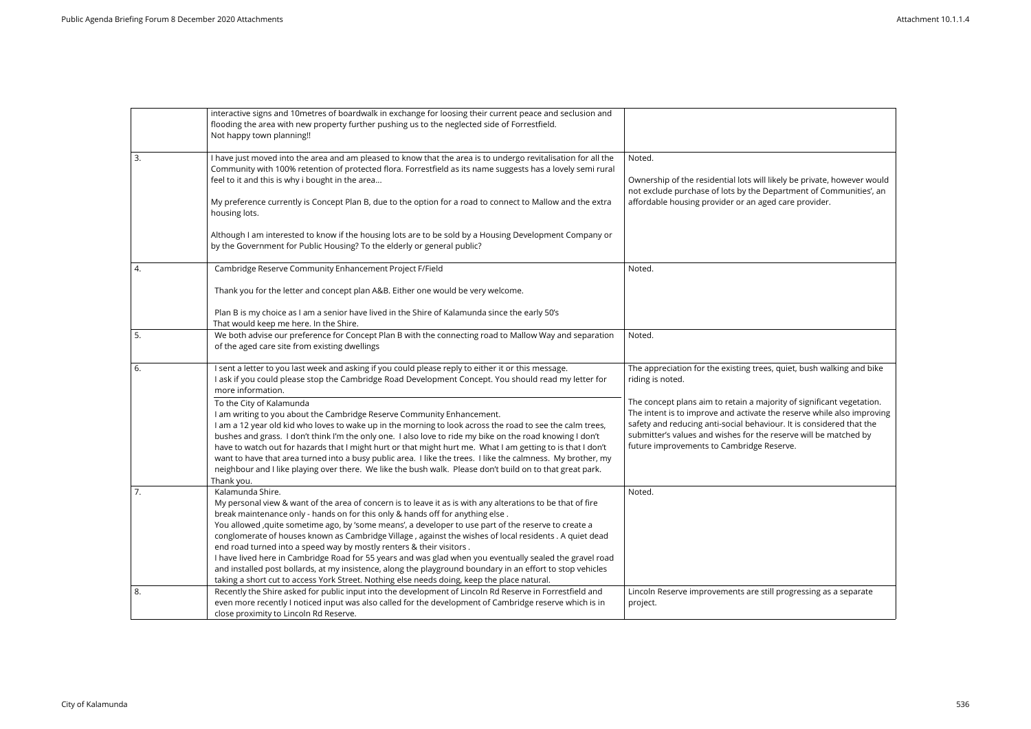| | | |
|---|---|---|
| | interactive signs and 10metres of boardwalk in exchange for loosing their current peace and seclusion and flooding the area with new property further pushing us to the neglected side of Forrestfield.<br>Not happy town planning!! | |
| 3. | I have just moved into the area and am pleased to know that the area is to undergo revitalisation for all the Community with 100% retention of protected flora. Forrestfield as its name suggests has a lovely semi rural feel to it and this is why i bought in the area...<br><br>My preference currently is Concept Plan B, due to the option for a road to connect to Mallow and the extra housing lots.<br><br>Although I am interested to know if the housing lots are to be sold by a Housing Development Company or by the Government for Public Housing? To the elderly or general public? | Noted.<br><br>Ownership of the residential lots will likely be private, however would not exclude purchase of lots by the Department of Communities', an affordable housing provider or an aged care provider. |
| 4. | Cambridge Reserve Community Enhancement Project F/Field<br><br>Thank you for the letter and concept plan A&B. Either one would be very welcome.<br><br>Plan B is my choice as I am a senior have lived in the Shire of Kalamunda since the early 50's<br>That would keep me here. In the Shire. | Noted. |
| 5. | We both advise our preference for Concept Plan B with the connecting road to Mallow Way and separation of the aged care site from existing dwellings | Noted. |
| 6. | I sent a letter to you last week and asking if you could please reply to either it or this message.<br>I ask if you could please stop the Cambridge Road Development Concept. You should read my letter for more information.<br><br>To the City of Kalamunda<br>I am writing to you about the Cambridge Reserve Community Enhancement.<br>I am a 12 year old kid who loves to wake up in the morning to look across the road to see the calm trees, bushes and grass. I don't think I'm the only one. I also love to ride my bike on the road knowing I don't have to watch out for hazards that I might hurt or that might hurt me. What I am getting to is that I don't want to have that area turned into a busy public area. I like the trees. I like the calmness. My brother, my neighbour and I like playing over there. We like the bush walk. Please don't build on to that great park.<br>Thank you. | The appreciation for the existing trees, quiet, bush walking and bike riding is noted.<br><br>The concept plans aim to retain a majority of significant vegetation. The intent is to improve and activate the reserve while also improving safety and reducing anti-social behaviour. It is considered that the submitter's values and wishes for the reserve will be matched by future improvements to Cambridge Reserve. |
| 7. | Kalamunda Shire.<br>My personal view & want of the area of concern is to leave it as is with any alterations to be that of fire break maintenance only - hands on for this only & hands off for anything else .<br>You allowed ,quite sometime ago, by 'some means', a developer to use part of the reserve to create a conglomerate of houses known as Cambridge Village , against the wishes of local residents . A quiet dead end road turned into a speed way by mostly renters & their visitors .<br>I have lived here in Cambridge Road for 55 years and was glad when you eventually sealed the gravel road and installed post bollards, at my insistence, along the playground boundary in an effort to stop vehicles taking a short cut to access York Street. Nothing else needs doing, keep the place natural. | Noted. |
| 8. | Recently the Shire asked for public input into the development of Lincoln Rd Reserve in Forrestfield and even more recently I noticed input was also called for the development of Cambridge reserve which is in close proximity to Lincoln Rd Reserve. | Lincoln Reserve improvements are still progressing as a separate project. |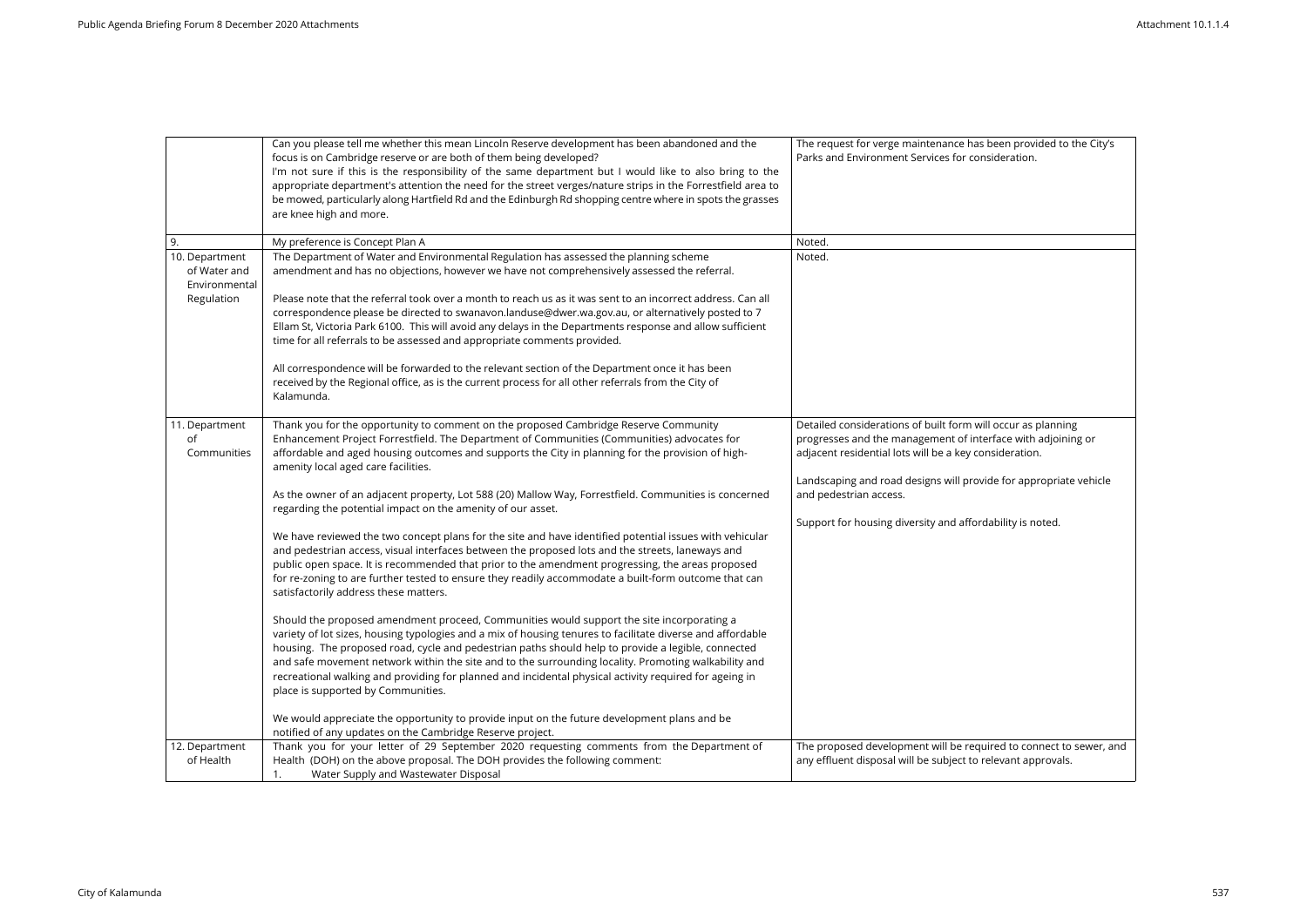| | | |
|---|---|---|
| | Can you please tell me whether this mean Lincoln Reserve development has been abandoned and the focus is on Cambridge reserve or are both of them being developed?<br>I'm not sure if this is the responsibility of the same department but I would like to also bring to the appropriate department's attention the need for the street verges/nature strips in the Forrestfield area to be mowed, particularly along Hartfield Rd and the Edinburgh Rd shopping centre where in spots the grasses are knee high and more. | The request for verge maintenance has been provided to the City's Parks and Environment Services for consideration. |
| 9. | My preference is Concept Plan A | Noted. |
| 10. Department of Water and Environmental Regulation | The Department of Water and Environmental Regulation has assessed the planning scheme amendment and has no objections, however we have not comprehensively assessed the referral.<br><br>Please note that the referral took over a month to reach us as it was sent to an incorrect address. Can all correspondence please be directed to swanavon.landuse@dwer.wa.gov.au, or alternatively posted to 7 Ellam St, Victoria Park 6100. This will avoid any delays in the Departments response and allow sufficient time for all referrals to be assessed and appropriate comments provided.<br><br>All correspondence will be forwarded to the relevant section of the Department once it has been received by the Regional office, as is the current process for all other referrals from the City of Kalamunda. | Noted. |
| 11. Department of Communities | Thank you for the opportunity to comment on the proposed Cambridge Reserve Community Enhancement Project Forrestfield. The Department of Communities (Communities) advocates for affordable and aged housing outcomes and supports the City in planning for the provision of high-amenity local aged care facilities.<br><br>As the owner of an adjacent property, Lot 588 (20) Mallow Way, Forrestfield. Communities is concerned regarding the potential impact on the amenity of our asset.<br><br>We have reviewed the two concept plans for the site and have identified potential issues with vehicular and pedestrian access, visual interfaces between the proposed lots and the streets, laneways and public open space. It is recommended that prior to the amendment progressing, the areas proposed for re-zoning to are further tested to ensure they readily accommodate a built-form outcome that can satisfactorily address these matters.<br><br>Should the proposed amendment proceed, Communities would support the site incorporating a variety of lot sizes, housing typologies and a mix of housing tenures to facilitate diverse and affordable housing. The proposed road, cycle and pedestrian paths should help to provide a legible, connected and safe movement network within the site and to the surrounding locality. Promoting walkability and recreational walking and providing for planned and incidental physical activity required for ageing in place is supported by Communities.<br><br>We would appreciate the opportunity to provide input on the future development plans and be notified of any updates on the Cambridge Reserve project. | Detailed considerations of built form will occur as planning progresses and the management of interface with adjoining or adjacent residential lots will be a key consideration.<br><br>Landscaping and road designs will provide for appropriate vehicle and pedestrian access.<br><br>Support for housing diversity and affordability is noted. |
| 12. Department of Health | Thank you for your letter of 29 September 2020 requesting comments from the Department of Health (DOH) on the above proposal. The DOH provides the following comment:<br>1. Water Supply and Wastewater Disposal | The proposed development will be required to connect to sewer, and any effluent disposal will be subject to relevant approvals. |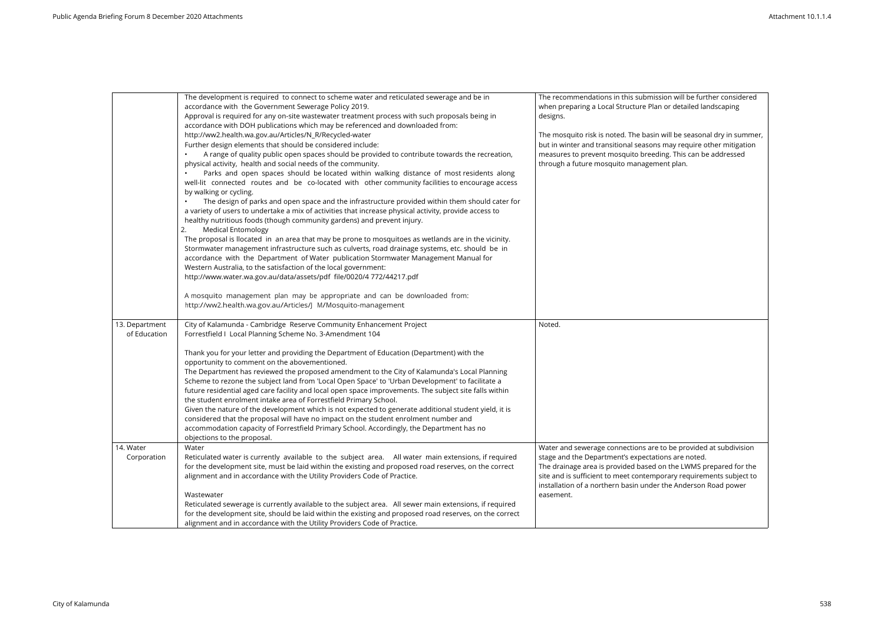| | | |
|---|---|---|
| | The development is required to connect to scheme water and reticulated sewerage and be in accordance with the Government Sewerage Policy 2019.<br>Approval is required for any on-site wastewater treatment process with such proposals being in accordance with DOH publications which may be referenced and downloaded from:<br>http://ww2.health.wa.gov.au/Articles/N_R/Recycled-water<br>Further design elements that should be considered include:<br>• A range of quality public open spaces should be provided to contribute towards the recreation, physical activity, health and social needs of the community.<br>• Parks and open spaces should be located within walking distance of most residents along well-lit connected routes and be co-located with other community facilities to encourage access by walking or cycling.<br>• The design of parks and open space and the infrastructure provided within them should cater for a variety of users to undertake a mix of activities that increase physical activity, provide access to healthy nutritious foods (though community gardens) and prevent injury.<br>2. Medical Entomology<br>The proposal is llocated in an area that may be prone to mosquitoes as wetlands are in the vicinity. Stormwater management infrastructure such as culverts, road drainage systems, etc. should be in accordance with the Department of Water publication Stormwater Management Manual for Western Australia, to the satisfaction of the local government:<br>http://www.water.wa.gov.au/data/assets/pdf file/0020/4 772/44217.pdf<br><br>A mosquito management plan may be appropriate and can be downloaded from:<br>http://ww2.health.wa.gov.au/Articles/J M/Mosquito-management | The recommendations in this submission will be further considered when preparing a Local Structure Plan or detailed landscaping designs.<br><br>The mosquito risk is noted. The basin will be seasonal dry in summer, but in winter and transitional seasons may require other mitigation measures to prevent mosquito breeding. This can be addressed through a future mosquito management plan. |
| 13. Department of Education | City of Kalamunda - Cambridge Reserve Community Enhancement Project<br>Forrestfield I Local Planning Scheme No. 3-Amendment 104<br><br>Thank you for your letter and providing the Department of Education (Department) with the opportunity to comment on the abovementioned.<br>The Department has reviewed the proposed amendment to the City of Kalamunda's Local Planning Scheme to rezone the subject land from 'Local Open Space' to 'Urban Development' to facilitate a future residential aged care facility and local open space improvements. The subject site falls within the student enrolment intake area of Forrestfield Primary School.<br>Given the nature of the development which is not expected to generate additional student yield, it is considered that the proposal will have no impact on the student enrolment number and accommodation capacity of Forrestfield Primary School. Accordingly, the Department has no objections to the proposal. | Noted. |
| 14. Water Corporation | Water<br>Reticulated water is currently available to the subject area. All water main extensions, if required for the development site, must be laid within the existing and proposed road reserves, on the correct alignment and in accordance with the Utility Providers Code of Practice.<br><br>Wastewater<br>Reticulated sewerage is currently available to the subject area. All sewer main extensions, if required for the development site, should be laid within the existing and proposed road reserves, on the correct alignment and in accordance with the Utility Providers Code of Practice. | Water and sewerage connections are to be provided at subdivision stage and the Department's expectations are noted.<br>The drainage area is provided based on the LWMS prepared for the site and is sufficient to meet contemporary requirements subject to installation of a northern basin under the Anderson Road power easement. |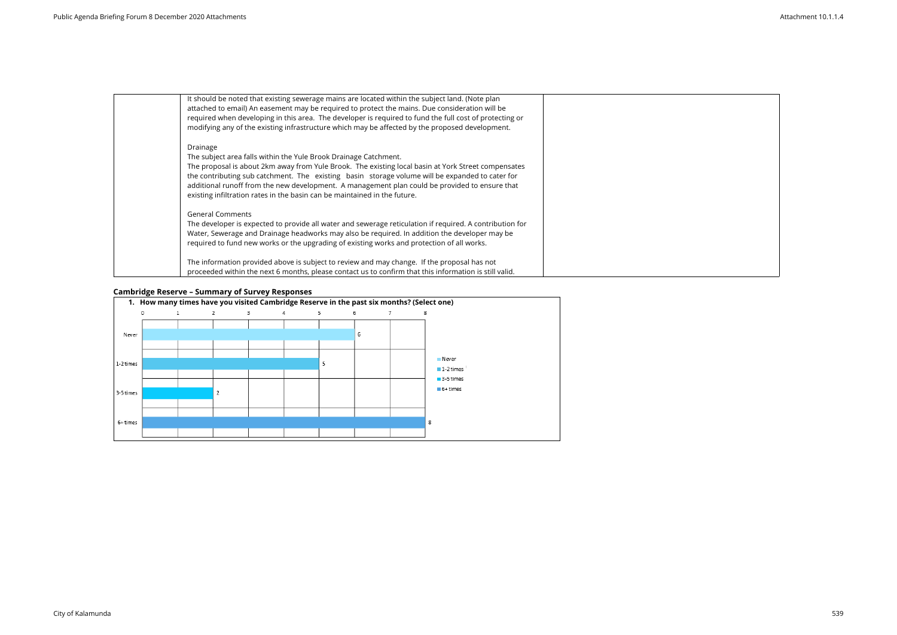| | | |
|---|---|---|
| | It should be noted that existing sewerage mains are located within the subject land. (Note plan attached to email) An easement may be required to protect the mains. Due consideration will be required when developing in this area. The developer is required to fund the full cost of protecting or modifying any of the existing infrastructure which may be affected by the proposed development.<br><br>Drainage<br>The subject area falls within the Yule Brook Drainage Catchment.<br>The proposal is about 2km away from Yule Brook. The existing local basin at York Street compensates the contributing sub catchment. The existing basin storage volume will be expanded to cater for additional runoff from the new development. A management plan could be provided to ensure that existing infiltration rates in the basin can be maintained in the future.<br><br>General Comments<br>The developer is expected to provide all water and sewerage reticulation if required. A contribution for Water, Sewerage and Drainage headworks may also be required. In addition the developer may be required to fund new works or the upgrading of existing works and protection of all works.<br><br>The information provided above is subject to review and may change. If the proposal has not proceeded within the next 6 months, please contact us to confirm that this information is still valid. | |

**Cambridge Reserve – Summary of Survey Responses**

**1. How many times have you visited Cambridge Reserve in the past six months? (Select one)**

| Response | Count |
|---|---|
| Never | 6 |
| 1-2 times | 5 |
| 3-5 times | 2 |
| 6+ times | 8 |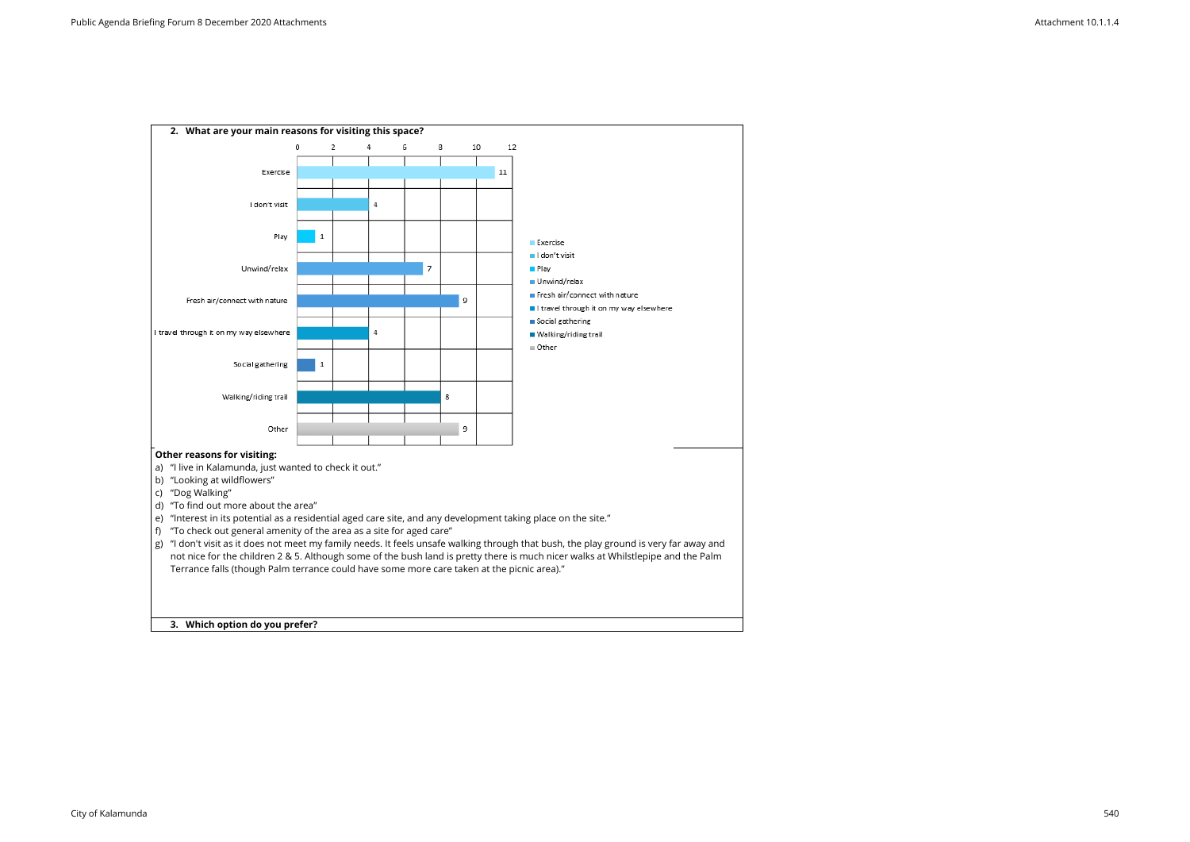## 2. What are your main reasons for visiting this space?

| Reason | Count |
| --- | --- |
| Exercise | 11 |
| I don't visit | 4 |
| Play | 1 |
| Unwind/relax | 7 |
| Fresh air/connect with nature | 9 |
| I travel through it on my way elsewhere | 4 |
| Social gathering | 1 |
| Walking/riding trail | 8 |
| Other | 9 |

**Other reasons for visiting:**

a) "I live in Kalamunda, just wanted to check it out."
b) "Looking at wildflowers"
c) "Dog Walking"
d) "To find out more about the area"
e) "Interest in its potential as a residential aged care site, and any development taking place on the site."
f) "To check out general amenity of the area as a site for aged care"
g) "I don't visit as it does not meet my family needs. It feels unsafe walking through that bush, the play ground is very far away and not nice for the children 2 & 5. Although some of the bush land is pretty there is much nicer walks at Whilstlepipe and the Palm Terrance falls (though Palm terrance could have some more care taken at the picnic area)."

## 3. Which option do you prefer?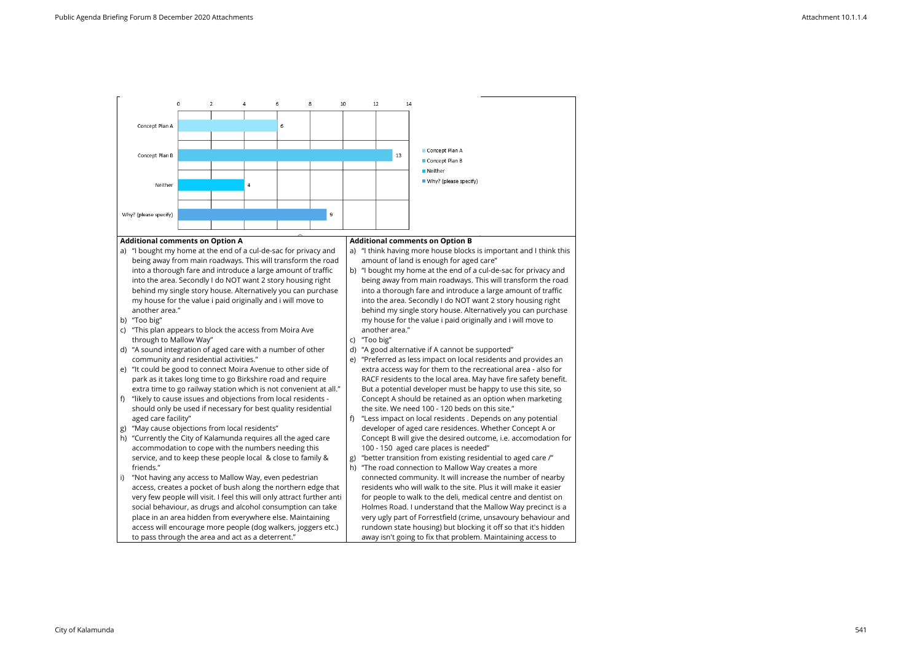| Option | Count |
|---|---|
| Concept Plan A | 6 |
| Concept Plan B | 13 |
| Neither | 4 |
| Why? (please specify) | 9 |

**Additional comments on Option A**

a) "I bought my home at the end of a cul-de-sac for privacy and being away from main roadways. This will transform the road into a thorough fare and introduce a large amount of traffic into the area. Secondly I do NOT want 2 story housing right behind my single story house. Alternatively you can purchase my house for the value i paid originally and i will move to another area."

b) "Too big"

c) "This plan appears to block the access from Moira Ave through to Mallow Way"

d) "A sound integration of aged care with a number of other community and residential activities."

e) "It could be good to connect Moira Avenue to other side of park as it takes long time to go Birkshire road and require extra time to go railway station which is not convenient at all."

f) "likely to cause issues and objections from local residents - should only be used if necessary for best quality residential aged care facility"

g) "May cause objections from local residents"

h) "Currently the City of Kalamunda requires all the aged care accommodation to cope with the numbers needing this service, and to keep these people local & close to family & friends."

i) "Not having any access to Mallow Way, even pedestrian access, creates a pocket of bush along the northern edge that very few people will visit. I feel this will only attract further anti social behaviour, as drugs and alcohol consumption can take place in an area hidden from everywhere else. Maintaining access will encourage more people (dog walkers, joggers etc.) to pass through the area and act as a deterrent."

**Additional comments on Option B**

a) "I think having more house blocks is important and I think this amount of land is enough for aged care"

b) "I bought my home at the end of a cul-de-sac for privacy and being away from main roadways. This will transform the road into a thorough fare and introduce a large amount of traffic into the area. Secondly I do NOT want 2 story housing right behind my single story house. Alternatively you can purchase my house for the value i paid originally and i will move to another area."

c) "Too big"

d) "A good alternative if A cannot be supported"

e) "Preferred as less impact on local residents and provides an extra access way for them to the recreational area - also for RACF residents to the local area. May have fire safety benefit. But a potential developer must be happy to use this site, so Concept A should be retained as an option when marketing the site. We need 100 - 120 beds on this site."

f) "Less impact on local residents . Depends on any potential developer of aged care residences. Whether Concept A or Concept B will give the desired outcome, i.e. accomodation for 100 - 150 aged care places is needed"

g) "better transition from existing residential to aged care /"

h) "The road connection to Mallow Way creates a more connected community. It will increase the number of nearby residents who will walk to the site. Plus it will make it easier for people to walk to the deli, medical centre and dentist on Holmes Road. I understand that the Mallow Way precinct is a very ugly part of Forrestfield (crime, unsavoury behaviour and rundown state housing) but blocking it off so that it's hidden away isn't going to fix that problem. Maintaining access to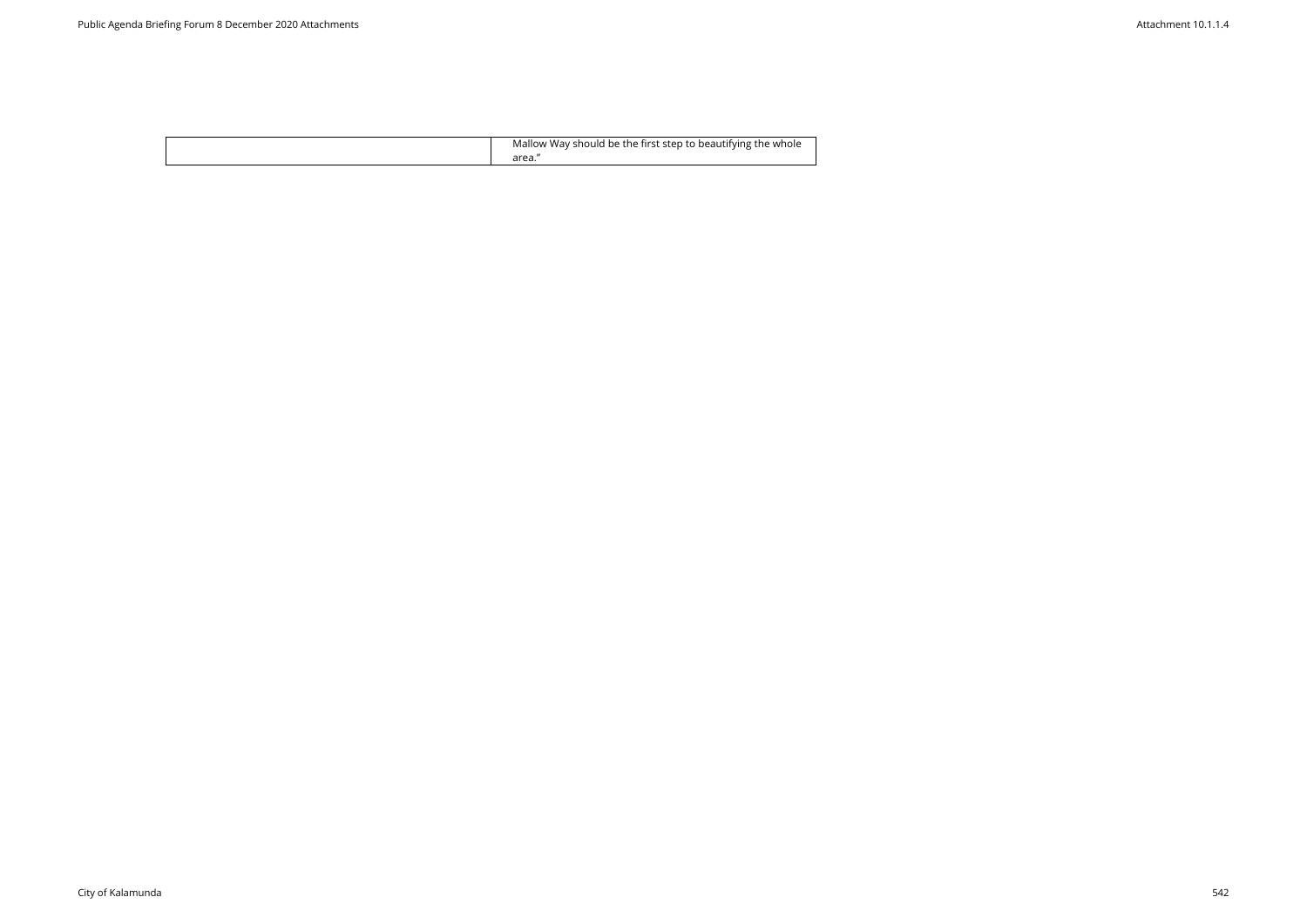|  |  |
|---|---|
|  | Mallow Way should be the first step to beautifying the whole area.” |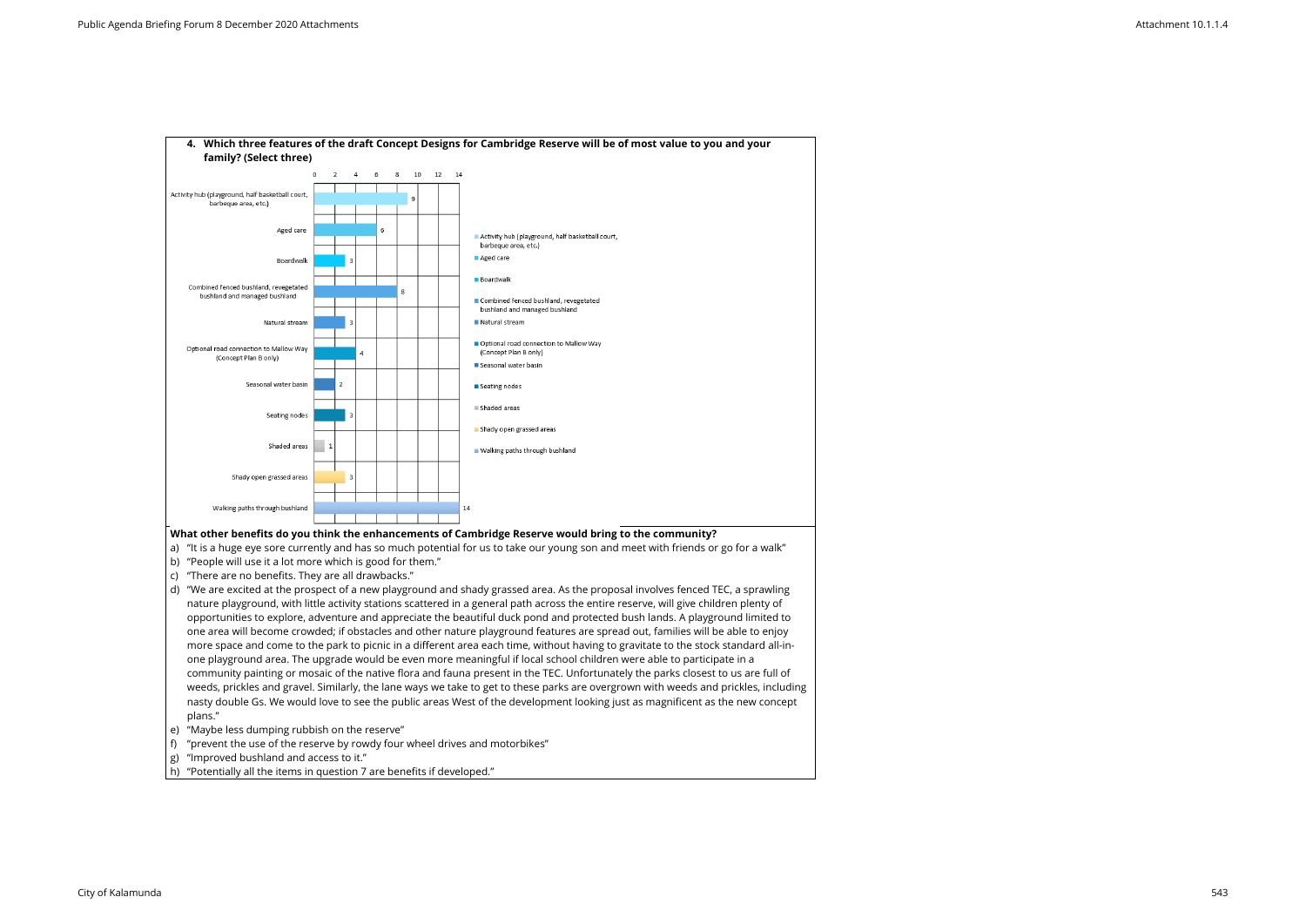**4. Which three features of the draft Concept Designs for Cambridge Reserve will be of most value to you and your family? (Select three)**

| Feature | Count |
|---|---|
| Activity hub (playground, half basketball court, barbeque area, etc.) | 9 |
| Aged care | 6 |
| Boardwalk | 3 |
| Combined fenced bushland, revegetated bushland and managed bushland | 8 |
| Natural stream | 3 |
| Optional road connection to Mallow Way (Concept Plan B only) | 4 |
| Seasonal water basin | 2 |
| Seating nodes | 3 |
| Shaded areas | 1 |
| Shady open grassed areas | 3 |
| Walking paths through bushland | 14 |

**What other benefits do you think the enhancements of Cambridge Reserve would bring to the community?**

a) "It is a huge eye sore currently and has so much potential for us to take our young son and meet with friends or go for a walk"

b) "People will use it a lot more which is good for them."

c) "There are no benefits. They are all drawbacks."

d) "We are excited at the prospect of a new playground and shady grassed area. As the proposal involves fenced TEC, a sprawling nature playground, with little activity stations scattered in a general path across the entire reserve, will give children plenty of opportunities to explore, adventure and appreciate the beautiful duck pond and protected bush lands. A playground limited to one area will become crowded; if obstacles and other nature playground features are spread out, families will be able to enjoy more space and come to the park to picnic in a different area each time, without having to gravitate to the stock standard all-in-one playground area. The upgrade would be even more meaningful if local school children were able to participate in a community painting or mosaic of the native flora and fauna present in the TEC. Unfortunately the parks closest to us are full of weeds, prickles and gravel. Similarly, the lane ways we take to get to these parks are overgrown with weeds and prickles, including nasty double Gs. We would love to see the public areas West of the development looking just as magnificent as the new concept plans."

e) "Maybe less dumping rubbish on the reserve"

f) "prevent the use of the reserve by rowdy four wheel drives and motorbikes"

g) "Improved bushland and access to it."

h) "Potentially all the items in question 7 are benefits if developed."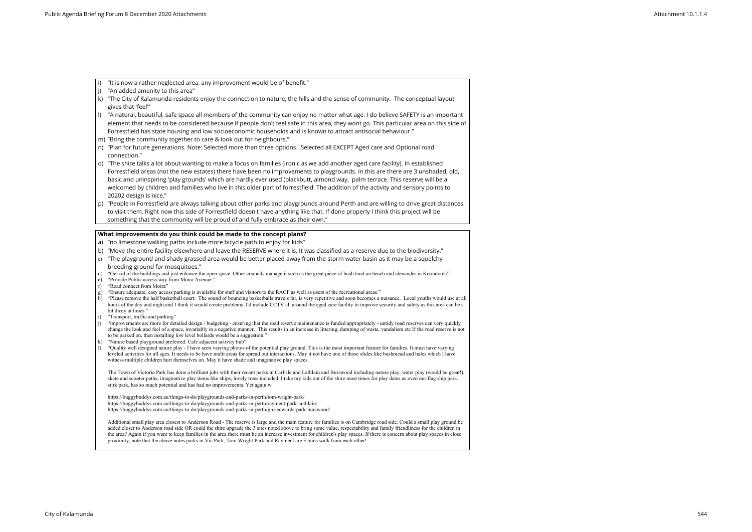i) "It is now a rather neglected area, any improvement would be of benefit."
j) "An added amenity to this area"
k) "The City of Kalamunda residents enjoy the connection to nature, the hills and the sense of community. The conceptual layout gives that 'feel'"
l) "A natural, beautiful, safe space all members of the community can enjoy no matter what age. I do believe SAFETY is an important element that needs to be considered because if people don't feel safe in this area, they wont go. This particular area on this side of Forrestfield has state housing and low socioeconomic households and is known to attract antisocial behaviour."
m) "Bring the community together to care & look out for neighbours."
n) "Plan for future generations. Note: Selected more than three options. Selected all EXCEPT Aged care and Optional road connection."
o) "The shire talks a lot about wanting to make a focus on families (ironic as we add another aged care facility). In established Forrestfield areas (not the new estates) there have been no improvements to playgrounds. In this are there are 3 unshaded, old, basic and uninspiring 'play grounds' which are hardly ever used (blackbutt, almond way, palm terrace. This reserve will be a welcomed by children and families who live in this older part of forrestfield. The addition of the activity and sensory points to 20202 design is nice,"
p) "People in Forrestfield are always talking about other parks and playgrounds around Perth and are willing to drive great distances to visit them. Right now this side of Forrestfield doesn't have anything like that. If done properly I think this project will be something that the community will be proud of and fully embrace as their own."

**What improvements do you think could be made to the concept plans?**

a) "no limestone walking paths include more bicycle path to enjoy for kids"
b) "Move the entire facility elsewhere and leave the RESERVE where it is. It was classified as a reserve due to the biodiversity."
c) "The playground and shady grassed area would be better placed away from the storm water basin as it may be a squelchy breeding ground for mosquitoes."
d) "Get rid of the buildings and just enhance the open space. Other councils manage it such as the great piece of bush land on beach and alexander in Koondoola"
e) "Provide Public access way from Moira Avenue."
f) "Road connect from Moira"
g) "Ensure adequate, easy access parking is available for staff and visitors to the RACF as well as users of the recreational areas."
h) "Please remove the half basketball court. The sound of bouncing basketballs travels far, is very repetitive and soon becomes a nuisance. Local youths would use at all hours of the day and night and I think it would create problems. I'd include CCTV all around the aged care facility to improve security and safety as this area can be a bit dicey at times."
i) "Transport, traffic and parking"
j) "improvements are more for detailed design / budgeting - ensuring that the road reserve maintenance is funded appropriately - untidy road reserves can very quickly change the look and feel of a space, invariably in a negative manner. This results in an increase in littering, dumping of waste, vandalism etc If the road reserve is not to be parked on, then installing low level bollards would be a suggestion."
k) "Nature based playground preferred. Cafe adjacent activity hub"
l) "Quality well designed nature play - I have seen varying photos of the potential play ground. This is the most important feature for families. It must have varying leveled activities for all ages. It needs to be have multi areas for spread out interactions. May it not have one of those slides like bushmead and hales which I have witness multiple children hurt themselves on. May it have shade and imaginative play spaces.

   The Town of Victoria Park has done a brilliant jobs with their recent parks in Carlisle and Lathlain and Burswood including nature play, water play (would be great!), skate and scooter paths, imaginative play items like ships, lovely trees included. I take my kids out of the shire most times for play dates as even our flag ship park, stirk park, has so much potential and has had no improvements. Yet again w

   https://buggybuddys.com.au/things-to-do/playgrounds-and-parks-in-perth/tom-wright-park/
   https://buggybuddys.com.au/things-to-do/playgrounds-and-parks-in-perth/rayment-park-laithlain/
   https://buggybuddys.com.au/things-to-do/playgrounds-and-parks-in-perth/g-o-edwards-park-burswood/

   Additional small play area closest to Anderson Road - The reserve is large and the main feature for families is on Cambridge road side. Could a small play ground be added closer to Anderson road side OR could the shire upgrade the 3 sites noted above to bring some value, respectability and family friendliness for the children in the area? Again if you want to keep families in the area there must be an increase investment for children's play spaces. If there is concern about play spaces in close proximity, note that the above notes parks in Vic Park, Tom Wright Park and Rayment are 3 mins walk from each other!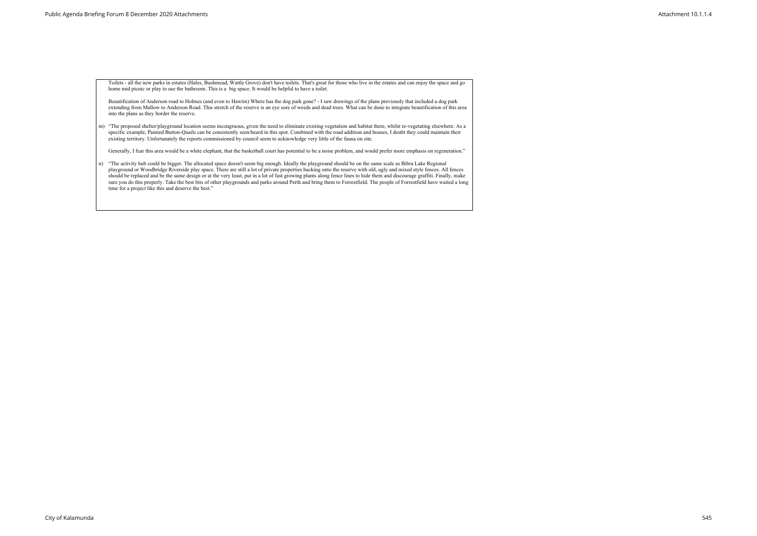Toilets - all the new parks in estates (Hales, Bushmead, Wattle Grove) don't have toilets. That's great for those who live in the estates and can enjoy the space and go home mid picnic or play to use the bathroom. This is a big space. It would be helpful to have a toilet.

Beautification of Anderson road to Holmes (and even to Hawtin) Where has the dog park gone? - I saw drawings of the plans previously that included a dog park extending from Mallow to Anderson Road. This stretch of the reserve is an eye sore of weeds and dead trees. What can be done to integrate beautification of this area into the plans as they border the reserve.

m) "The proposed shelter/playground location seems incongruous, given the need to eliminate existing vegetation and habitat there, whilst re-vegetating elsewhere. As a specific example, Painted Button-Quails can be consistently seen/heard in this spot. Combined with the road addition and houses, I doubt they could maintain their existing territory. Unfortunately the reports commissioned by council seem to acknowledge very little of the fauna on site.

Generally, I fear this area would be a white elephant, that the basketball court has potential to be a noise problem, and would prefer more emphasis on regeneration."

n) "The activity hub could be bigger. The allocated space doesn't seem big enough. Ideally the playground should be on the same scale as Bibra Lake Regional playground or Woodbridge Riverside play space. There are still a lot of private properties backing onto the reserve with old, ugly and mixed style fences. All fences should be replaced and be the same design or at the very least, put in a lot of fast growing plants along fence lines to hide them and discourage graffiti. Finally, make sure you do this properly. Take the best bits of other playgrounds and parks around Perth and bring them to Forrestfield. The people of Forrestfield have waited a long time for a project like this and deserve the best."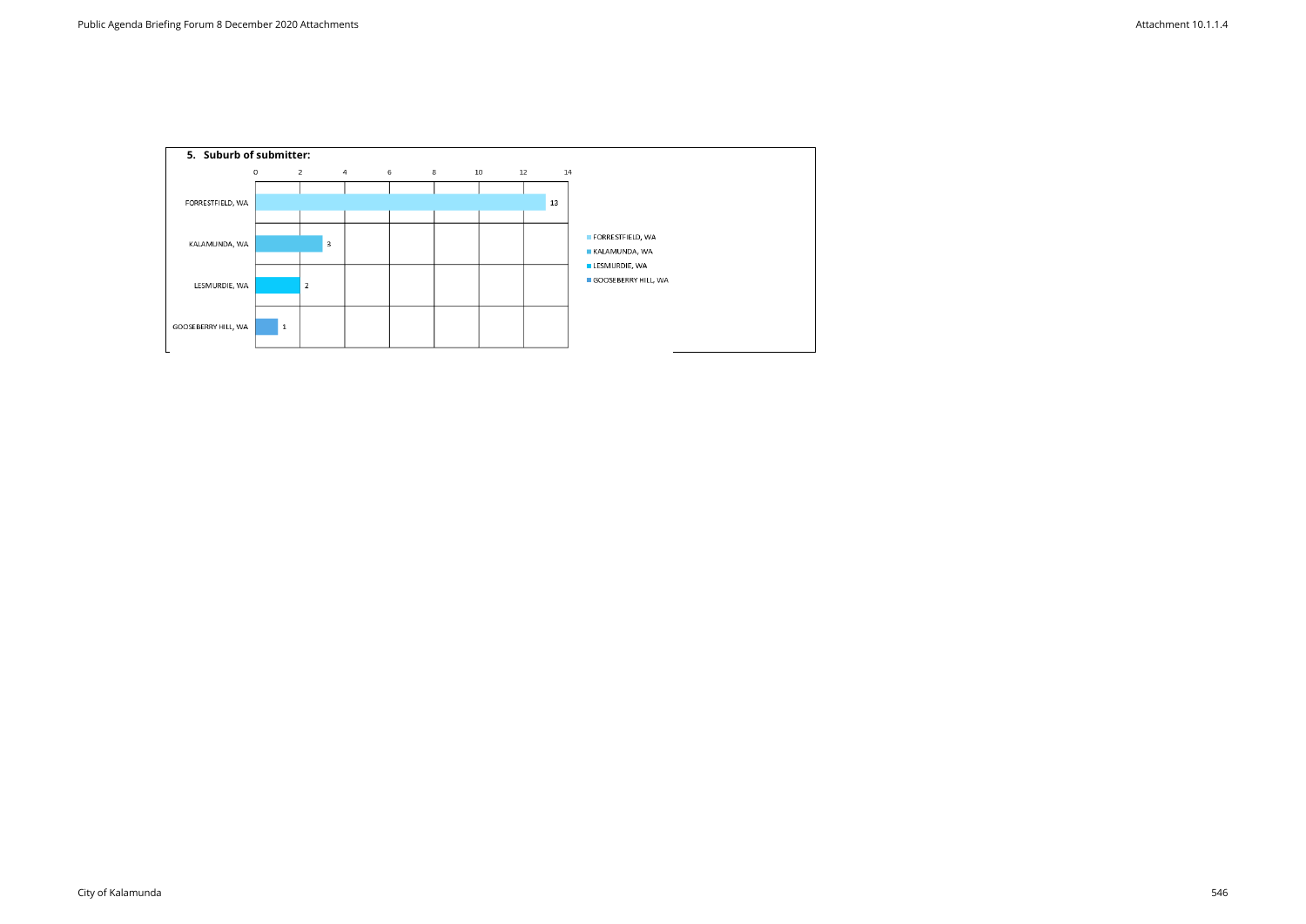**5. Suburb of submitter:**

| Suburb | Count |
| --- | --- |
| FORRESTFIELD, WA | 13 |
| KALAMUNDA, WA | 3 |
| LESMURDIE, WA | 2 |
| GOOSEBERRY HILL, WA | 1 |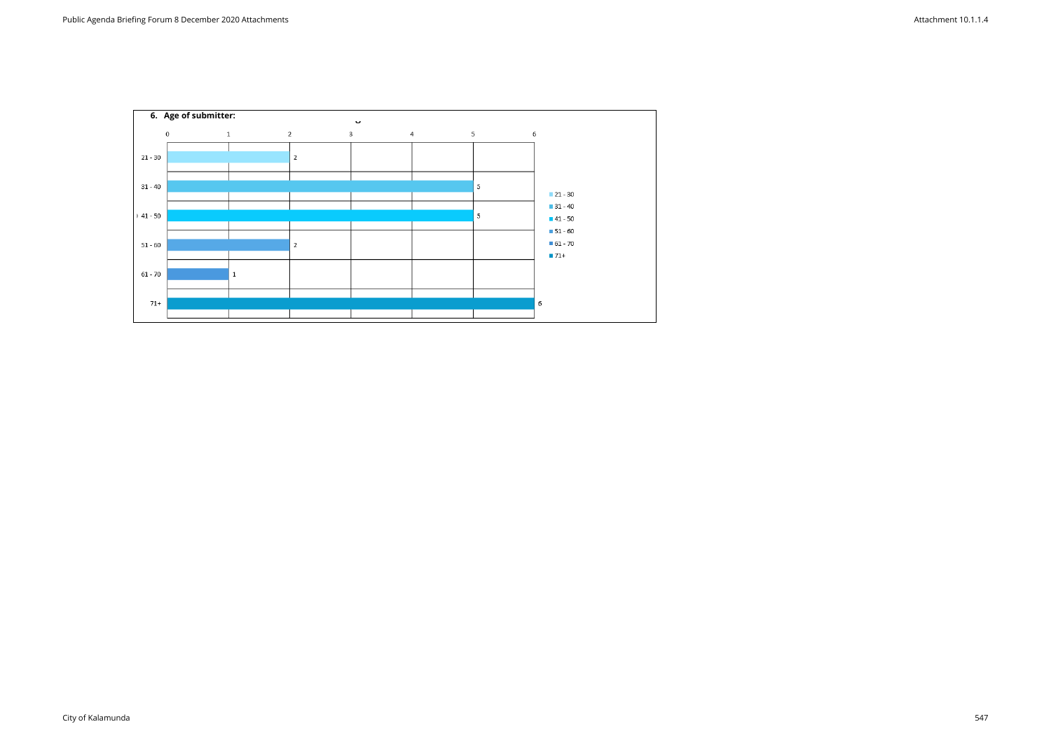**6. Age of submitter:**

0 1 2 3 4 5 6

21 - 30
2

31 - 40
5

41 - 50
5

51 - 60
2

61 - 70
1

71+
6

21 - 30
31 - 40
41 - 50
51 - 60
61 - 70
71+